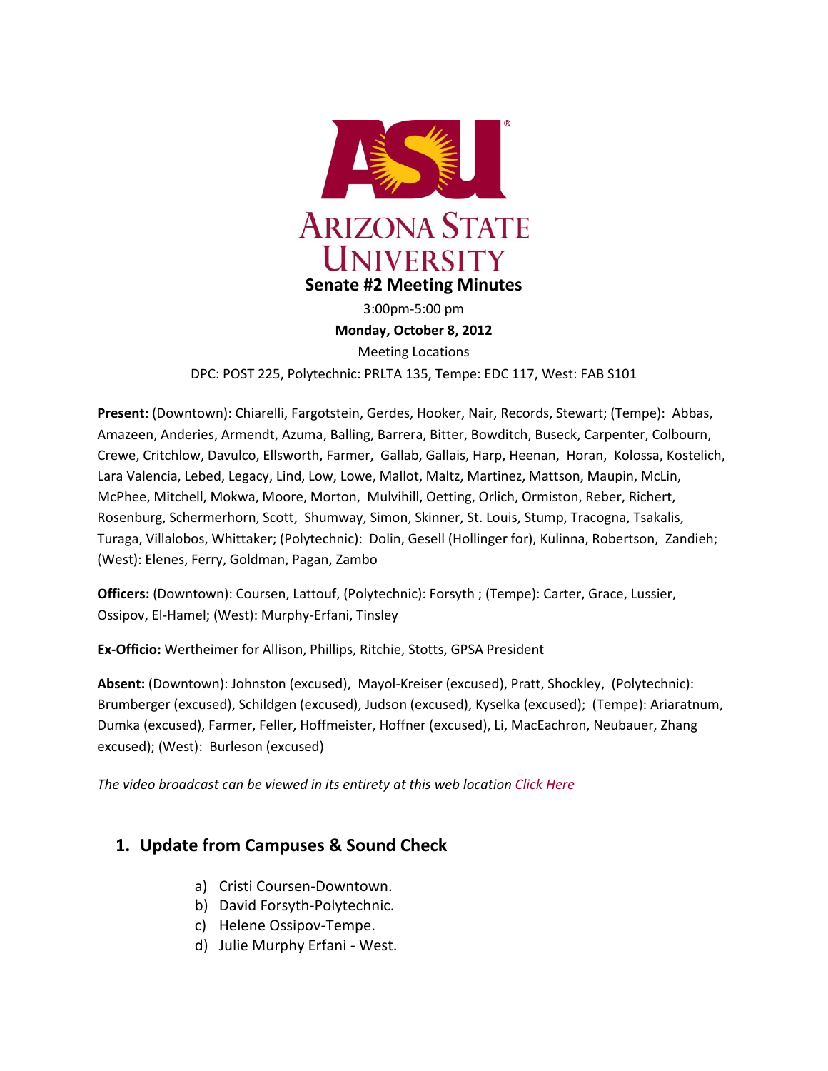ARIZONA STATE UNIVERSITY

# Senate #2 Meeting Minutes

3:00pm-5:00 pm

**Monday, October 8, 2012**

Meeting Locations

DPC: POST 225, Polytechnic: PRLTA 135, Tempe: EDC 117, West: FAB S101

**Present:** (Downtown): Chiarelli, Fargotstein, Gerdes, Hooker, Nair, Records, Stewart; (Tempe): Abbas, Amazeen, Anderies, Armendt, Azuma, Balling, Barrera, Bitter, Bowditch, Buseck, Carpenter, Colbourn, Crewe, Critchlow, Davulco, Ellsworth, Farmer, Gallab, Gallais, Harp, Heenan, Horan, Kolossa, Kostelich, Lara Valencia, Lebed, Legacy, Lind, Low, Lowe, Mallot, Maltz, Martinez, Mattson, Maupin, McLin, McPhee, Mitchell, Mokwa, Moore, Morton, Mulvihill, Oetting, Orlich, Ormiston, Reber, Richert, Rosenburg, Schermerhorn, Scott, Shumway, Simon, Skinner, St. Louis, Stump, Tracogna, Tsakalis, Turaga, Villalobos, Whittaker; (Polytechnic): Dolin, Gesell (Hollinger for), Kulinna, Robertson, Zandieh; (West): Elenes, Ferry, Goldman, Pagan, Zambo

**Officers:** (Downtown): Coursen, Lattouf, (Polytechnic): Forsyth ; (Tempe): Carter, Grace, Lussier, Ossipov, El-Hamel; (West): Murphy-Erfani, Tinsley

**Ex-Officio:** Wertheimer for Allison, Phillips, Ritchie, Stotts, GPSA President

**Absent:** (Downtown): Johnston (excused), Mayol-Kreiser (excused), Pratt, Shockley, (Polytechnic): Brumberger (excused), Schildgen (excused), Judson (excused), Kyselka (excused); (Tempe): Ariaratnum, Dumka (excused), Farmer, Feller, Hoffmeister, Hoffner (excused), Li, MacEachron, Neubauer, Zhang excused); (West): Burleson (excused)

*The video broadcast can be viewed in its entirety at this web location Click Here*

## 1. Update from Campuses & Sound Check

a) Cristi Coursen-Downtown.
b) David Forsyth-Polytechnic.
c) Helene Ossipov-Tempe.
d) Julie Murphy Erfani - West.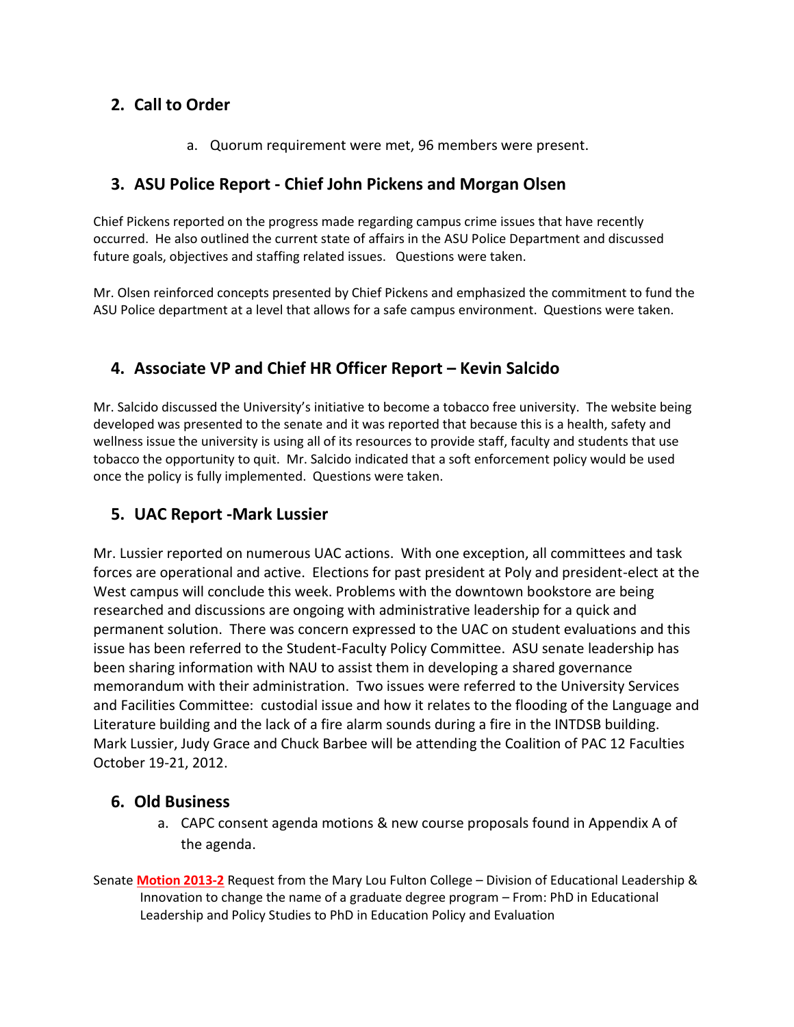## 2. Call to Order

a. Quorum requirement were met, 96 members were present.

## 3. ASU Police Report - Chief John Pickens and Morgan Olsen

Chief Pickens reported on the progress made regarding campus crime issues that have recently occurred. He also outlined the current state of affairs in the ASU Police Department and discussed future goals, objectives and staffing related issues. Questions were taken.

Mr. Olsen reinforced concepts presented by Chief Pickens and emphasized the commitment to fund the ASU Police department at a level that allows for a safe campus environment. Questions were taken.

## 4. Associate VP and Chief HR Officer Report – Kevin Salcido

Mr. Salcido discussed the University's initiative to become a tobacco free university. The website being developed was presented to the senate and it was reported that because this is a health, safety and wellness issue the university is using all of its resources to provide staff, faculty and students that use tobacco the opportunity to quit. Mr. Salcido indicated that a soft enforcement policy would be used once the policy is fully implemented. Questions were taken.

## 5. UAC Report -Mark Lussier

Mr. Lussier reported on numerous UAC actions. With one exception, all committees and task forces are operational and active. Elections for past president at Poly and president-elect at the West campus will conclude this week. Problems with the downtown bookstore are being researched and discussions are ongoing with administrative leadership for a quick and permanent solution. There was concern expressed to the UAC on student evaluations and this issue has been referred to the Student-Faculty Policy Committee. ASU senate leadership has been sharing information with NAU to assist them in developing a shared governance memorandum with their administration. Two issues were referred to the University Services and Facilities Committee: custodial issue and how it relates to the flooding of the Language and Literature building and the lack of a fire alarm sounds during a fire in the INTDSB building. Mark Lussier, Judy Grace and Chuck Barbee will be attending the Coalition of PAC 12 Faculties October 19-21, 2012.

## 6. Old Business

a. CAPC consent agenda motions & new course proposals found in Appendix A of the agenda.

Senate **Motion 2013-2** Request from the Mary Lou Fulton College – Division of Educational Leadership & Innovation to change the name of a graduate degree program – From: PhD in Educational Leadership and Policy Studies to PhD in Education Policy and Evaluation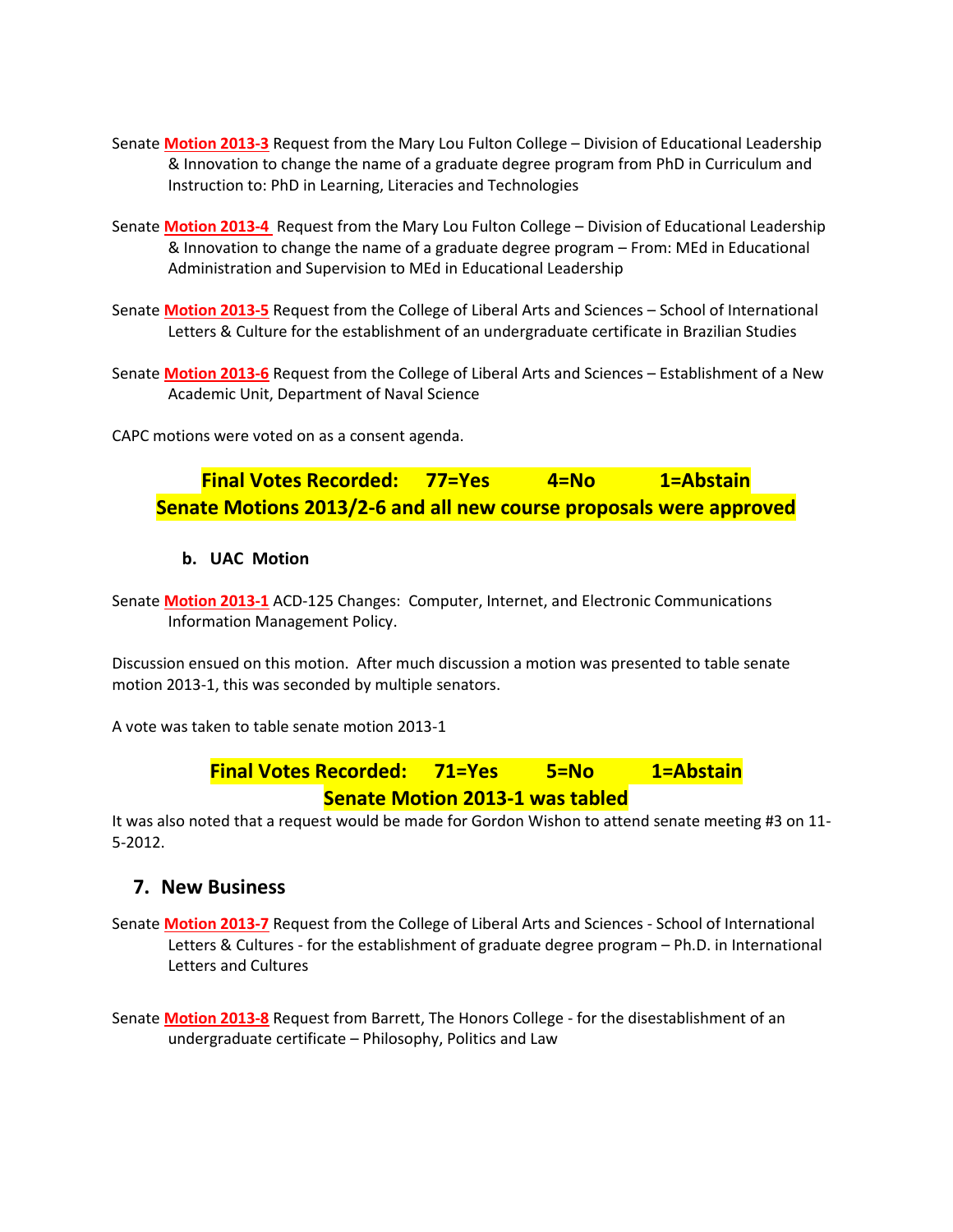Senate **Motion 2013-3** Request from the Mary Lou Fulton College – Division of Educational Leadership & Innovation to change the name of a graduate degree program from PhD in Curriculum and Instruction to: PhD in Learning, Literacies and Technologies

Senate **Motion 2013-4** Request from the Mary Lou Fulton College – Division of Educational Leadership & Innovation to change the name of a graduate degree program – From: MEd in Educational Administration and Supervision to MEd in Educational Leadership

Senate **Motion 2013-5** Request from the College of Liberal Arts and Sciences – School of International Letters & Culture for the establishment of an undergraduate certificate in Brazilian Studies

Senate **Motion 2013-6** Request from the College of Liberal Arts and Sciences – Establishment of a New Academic Unit, Department of Naval Science

CAPC motions were voted on as a consent agenda.

**Final Votes Recorded: 77=Yes 4=No 1=Abstain**
**Senate Motions 2013/2-6 and all new course proposals were approved**

**b. UAC Motion**

Senate **Motion 2013-1** ACD-125 Changes: Computer, Internet, and Electronic Communications Information Management Policy.

Discussion ensued on this motion. After much discussion a motion was presented to table senate motion 2013-1, this was seconded by multiple senators.

A vote was taken to table senate motion 2013-1

**Final Votes Recorded: 71=Yes 5=No 1=Abstain**
**Senate Motion 2013-1 was tabled**

It was also noted that a request would be made for Gordon Wishon to attend senate meeting #3 on 11-5-2012.

## 7. New Business

Senate **Motion 2013-7** Request from the College of Liberal Arts and Sciences - School of International Letters & Cultures - for the establishment of graduate degree program – Ph.D. in International Letters and Cultures

Senate **Motion 2013-8** Request from Barrett, The Honors College - for the disestablishment of an undergraduate certificate – Philosophy, Politics and Law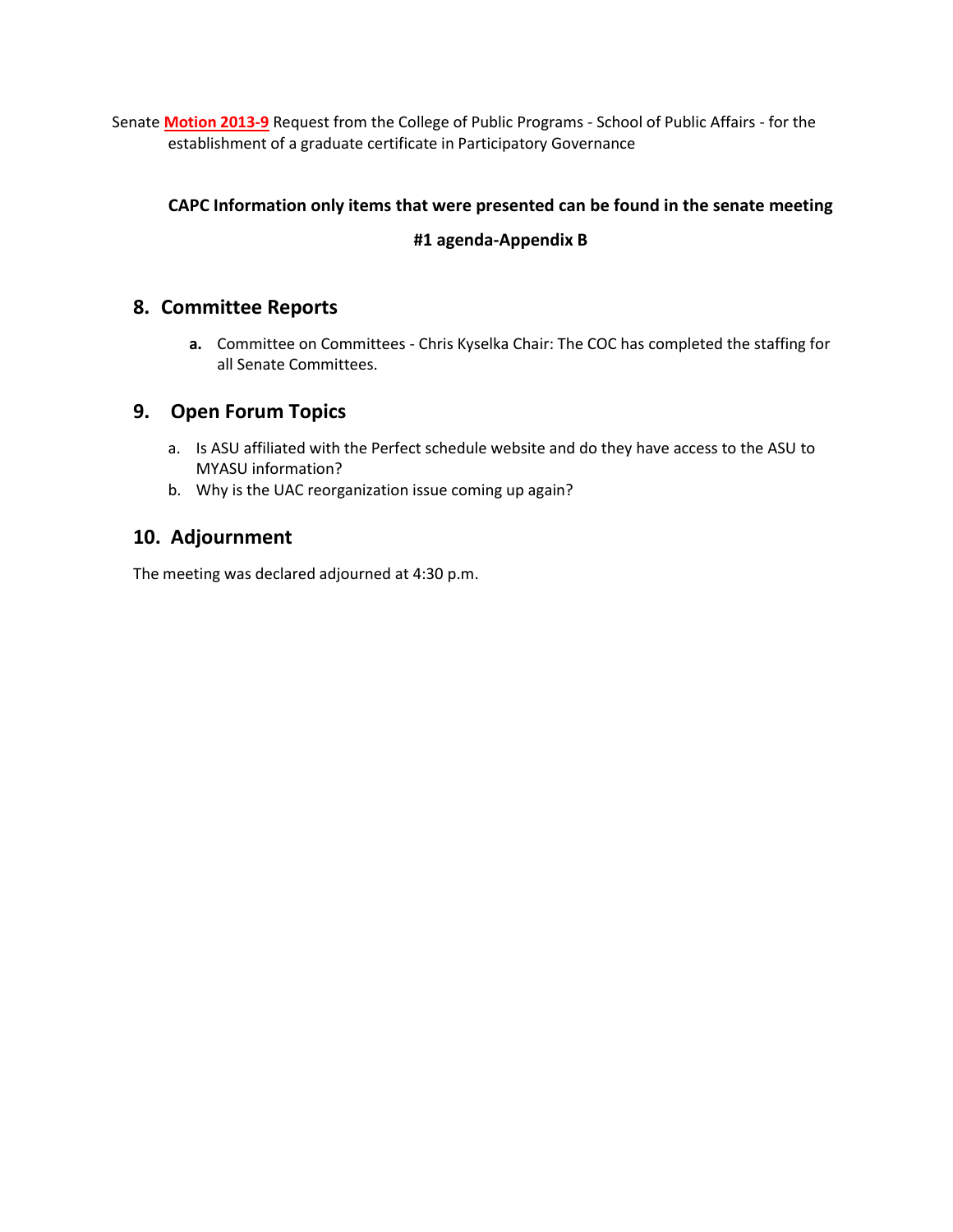Senate **Motion 2013-9** Request from the College of Public Programs - School of Public Affairs - for the establishment of a graduate certificate in Participatory Governance

**CAPC Information only items that were presented can be found in the senate meeting #1 agenda-Appendix B**

## 8. Committee Reports

- **a.** Committee on Committees - Chris Kyselka Chair: The COC has completed the staffing for all Senate Committees.

## 9. Open Forum Topics

- a. Is ASU affiliated with the Perfect schedule website and do they have access to the ASU to MYASU information?
- b. Why is the UAC reorganization issue coming up again?

## 10. Adjournment

The meeting was declared adjourned at 4:30 p.m.